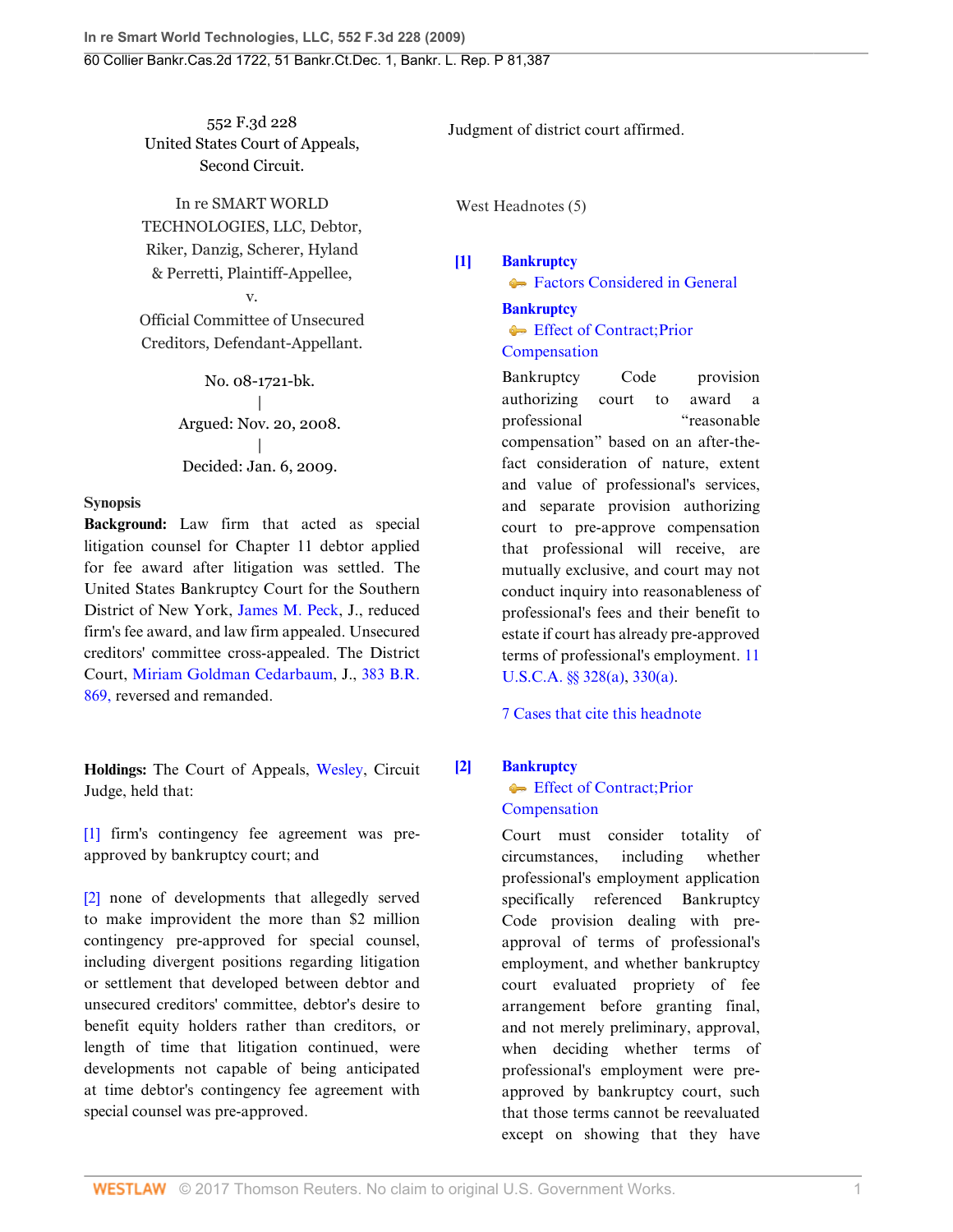552 F.3d 228
United States Court of Appeals,
Second Circuit.

In re SMART WORLD TECHNOLOGIES, LLC, Debtor,
Riker, Danzig, Scherer, Hyland & Perretti, Plaintiff-Appellee,
v.
Official Committee of Unsecured Creditors, Defendant-Appellant.

No. 08-1721-bk.
|
Argued: Nov. 20, 2008.
|
Decided: Jan. 6, 2009.

**Synopsis**

**Background:** Law firm that acted as special litigation counsel for Chapter 11 debtor applied for fee award after litigation was settled. The United States Bankruptcy Court for the Southern District of New York, James M. Peck, J., reduced firm's fee award, and law firm appealed. Unsecured creditors' committee cross-appealed. The District Court, Miriam Goldman Cedarbaum, J., 383 B.R. 869, reversed and remanded.

**Holdings:** The Court of Appeals, Wesley, Circuit Judge, held that:

[1] firm's contingency fee agreement was pre-approved by bankruptcy court; and

[2] none of developments that allegedly served to make improvident the more than $2 million contingency pre-approved for special counsel, including divergent positions regarding litigation or settlement that developed between debtor and unsecured creditors' committee, debtor's desire to benefit equity holders rather than creditors, or length of time that litigation continued, were developments not capable of being anticipated at time debtor's contingency fee agreement with special counsel was pre-approved.

Judgment of district court affirmed.

West Headnotes (5)

[1] **Bankruptcy**
Factors Considered in General
**Bankruptcy**
Effect of Contract;Prior Compensation

Bankruptcy Code provision authorizing court to award a professional "reasonable compensation" based on an after-the-fact consideration of nature, extent and value of professional's services, and separate provision authorizing court to pre-approve compensation that professional will receive, are mutually exclusive, and court may not conduct inquiry into reasonableness of professional's fees and their benefit to estate if court has already pre-approved terms of professional's employment. 11 U.S.C.A. §§ 328(a), 330(a).

7 Cases that cite this headnote

[2] **Bankruptcy**
Effect of Contract;Prior Compensation

Court must consider totality of circumstances, including whether professional's employment application specifically referenced Bankruptcy Code provision dealing with pre-approval of terms of professional's employment, and whether bankruptcy court evaluated propriety of fee arrangement before granting final, and not merely preliminary, approval, when deciding whether terms of professional's employment were pre-approved by bankruptcy court, such that those terms cannot be reevaluated except on showing that they have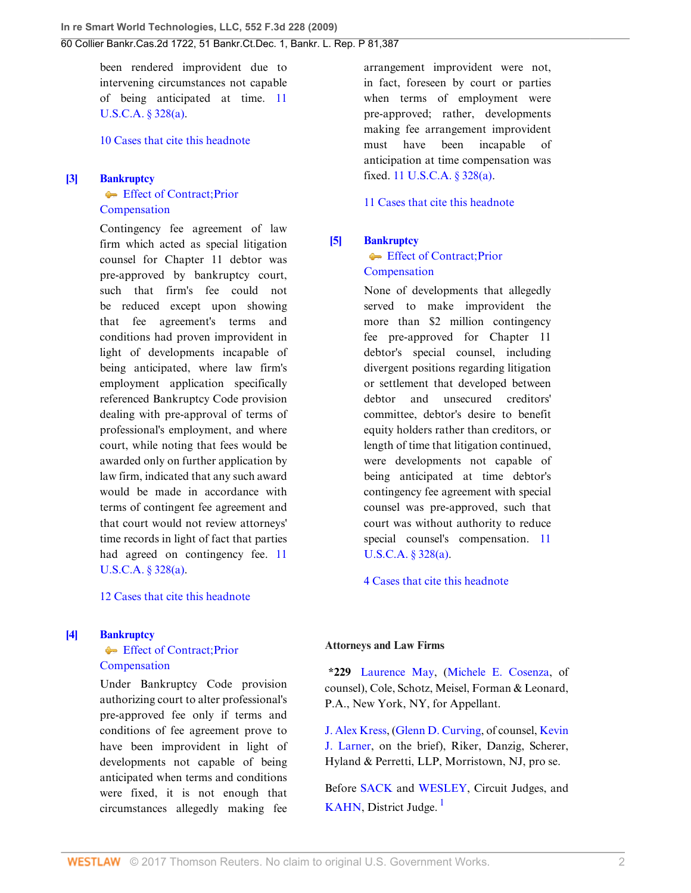been rendered improvident due to intervening circumstances not capable of being anticipated at time. 11 U.S.C.A. § 328(a).

10 Cases that cite this headnote

**[3]** **Bankruptcy**
Effect of Contract;Prior Compensation

Contingency fee agreement of law firm which acted as special litigation counsel for Chapter 11 debtor was pre-approved by bankruptcy court, such that firm's fee could not be reduced except upon showing that fee agreement's terms and conditions had proven improvident in light of developments incapable of being anticipated, where law firm's employment application specifically referenced Bankruptcy Code provision dealing with pre-approval of terms of professional's employment, and where court, while noting that fees would be awarded only on further application by law firm, indicated that any such award would be made in accordance with terms of contingent fee agreement and that court would not review attorneys' time records in light of fact that parties had agreed on contingency fee. 11 U.S.C.A. § 328(a).

12 Cases that cite this headnote

**[4]** **Bankruptcy**
Effect of Contract;Prior Compensation

Under Bankruptcy Code provision authorizing court to alter professional's pre-approved fee only if terms and conditions of fee agreement prove to have been improvident in light of developments not capable of being anticipated when terms and conditions were fixed, it is not enough that circumstances allegedly making fee arrangement improvident were not, in fact, foreseen by court or parties when terms of employment were pre-approved; rather, developments making fee arrangement improvident must have been incapable of anticipation at time compensation was fixed. 11 U.S.C.A. § 328(a).

11 Cases that cite this headnote

**[5]** **Bankruptcy**
Effect of Contract;Prior Compensation

None of developments that allegedly served to make improvident the more than $2 million contingency fee pre-approved for Chapter 11 debtor's special counsel, including divergent positions regarding litigation or settlement that developed between debtor and unsecured creditors' committee, debtor's desire to benefit equity holders rather than creditors, or length of time that litigation continued, were developments not capable of being anticipated at time debtor's contingency fee agreement with special counsel was pre-approved, such that court was without authority to reduce special counsel's compensation. 11 U.S.C.A. § 328(a).

4 Cases that cite this headnote

**Attorneys and Law Firms**

***229** Laurence May, (Michele E. Cosenza, of counsel), Cole, Schotz, Meisel, Forman & Leonard, P.A., New York, NY, for Appellant.

J. Alex Kress, (Glenn D. Curving, of counsel, Kevin J. Larner, on the brief), Riker, Danzig, Scherer, Hyland & Perretti, LLP, Morristown, NJ, pro se.

Before SACK and WESLEY, Circuit Judges, and KAHN, District Judge. [1]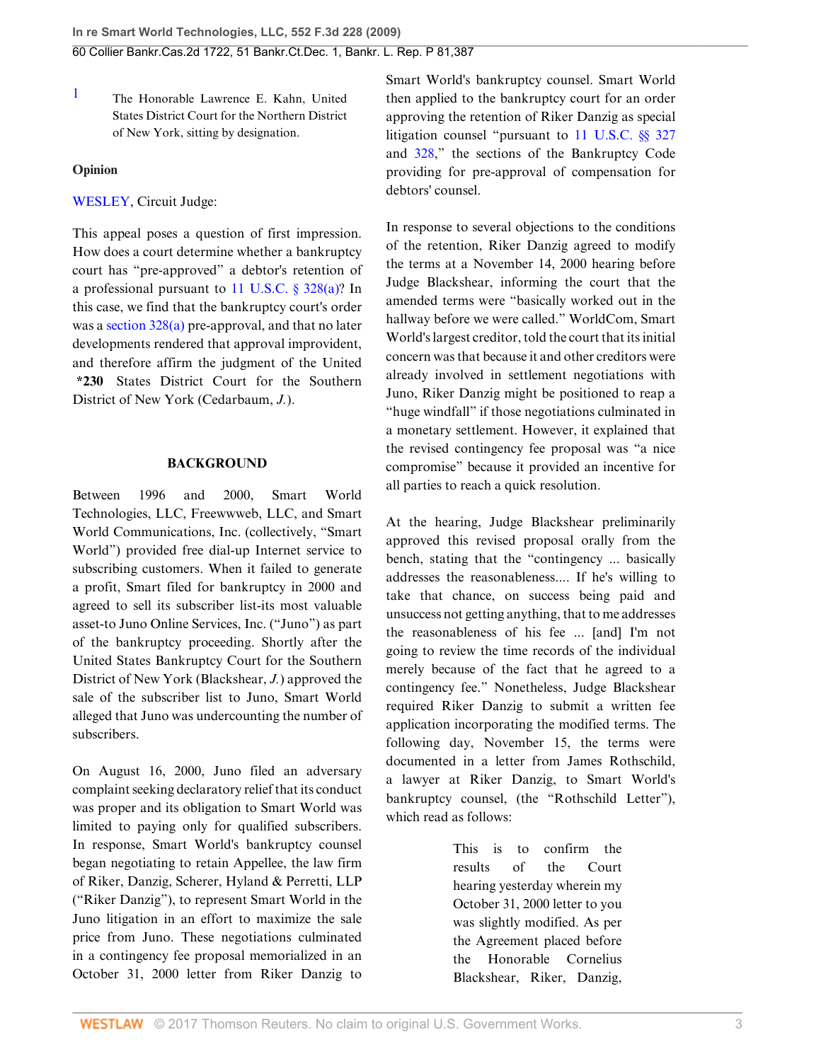1 The Honorable Lawrence E. Kahn, United States District Court for the Northern District of New York, sitting by designation.

**Opinion**

WESLEY, Circuit Judge:

This appeal poses a question of first impression. How does a court determine whether a bankruptcy court has "pre-approved" a debtor's retention of a professional pursuant to 11 U.S.C. § 328(a)? In this case, we find that the bankruptcy court's order was a section 328(a) pre-approval, and that no later developments rendered that approval improvident, and therefore affirm the judgment of the United **\*230** States District Court for the Southern District of New York (Cedarbaum, *J.*).

## BACKGROUND

Between 1996 and 2000, Smart World Technologies, LLC, Freewwweb, LLC, and Smart World Communications, Inc. (collectively, "Smart World") provided free dial-up Internet service to subscribing customers. When it failed to generate a profit, Smart filed for bankruptcy in 2000 and agreed to sell its subscriber list-its most valuable asset-to Juno Online Services, Inc. ("Juno") as part of the bankruptcy proceeding. Shortly after the United States Bankruptcy Court for the Southern District of New York (Blackshear, *J.*) approved the sale of the subscriber list to Juno, Smart World alleged that Juno was undercounting the number of subscribers.

On August 16, 2000, Juno filed an adversary complaint seeking declaratory relief that its conduct was proper and its obligation to Smart World was limited to paying only for qualified subscribers. In response, Smart World's bankruptcy counsel began negotiating to retain Appellee, the law firm of Riker, Danzig, Scherer, Hyland & Perretti, LLP ("Riker Danzig"), to represent Smart World in the Juno litigation in an effort to maximize the sale price from Juno. These negotiations culminated in a contingency fee proposal memorialized in an October 31, 2000 letter from Riker Danzig to Smart World's bankruptcy counsel. Smart World then applied to the bankruptcy court for an order approving the retention of Riker Danzig as special litigation counsel "pursuant to 11 U.S.C. §§ 327 and 328," the sections of the Bankruptcy Code providing for pre-approval of compensation for debtors' counsel.

In response to several objections to the conditions of the retention, Riker Danzig agreed to modify the terms at a November 14, 2000 hearing before Judge Blackshear, informing the court that the amended terms were "basically worked out in the hallway before we were called." WorldCom, Smart World's largest creditor, told the court that its initial concern was that because it and other creditors were already involved in settlement negotiations with Juno, Riker Danzig might be positioned to reap a "huge windfall" if those negotiations culminated in a monetary settlement. However, it explained that the revised contingency fee proposal was "a nice compromise" because it provided an incentive for all parties to reach a quick resolution.

At the hearing, Judge Blackshear preliminarily approved this revised proposal orally from the bench, stating that the "contingency ... basically addresses the reasonableness.... If he's willing to take that chance, on success being paid and unsuccess not getting anything, that to me addresses the reasonableness of his fee ... [and] I'm not going to review the time records of the individual merely because of the fact that he agreed to a contingency fee." Nonetheless, Judge Blackshear required Riker Danzig to submit a written fee application incorporating the modified terms. The following day, November 15, the terms were documented in a letter from James Rothschild, a lawyer at Riker Danzig, to Smart World's bankruptcy counsel, (the "Rothschild Letter"), which read as follows:

> This is to confirm the results of the Court hearing yesterday wherein my October 31, 2000 letter to you was slightly modified. As per the Agreement placed before the Honorable Cornelius Blackshear, Riker, Danzig,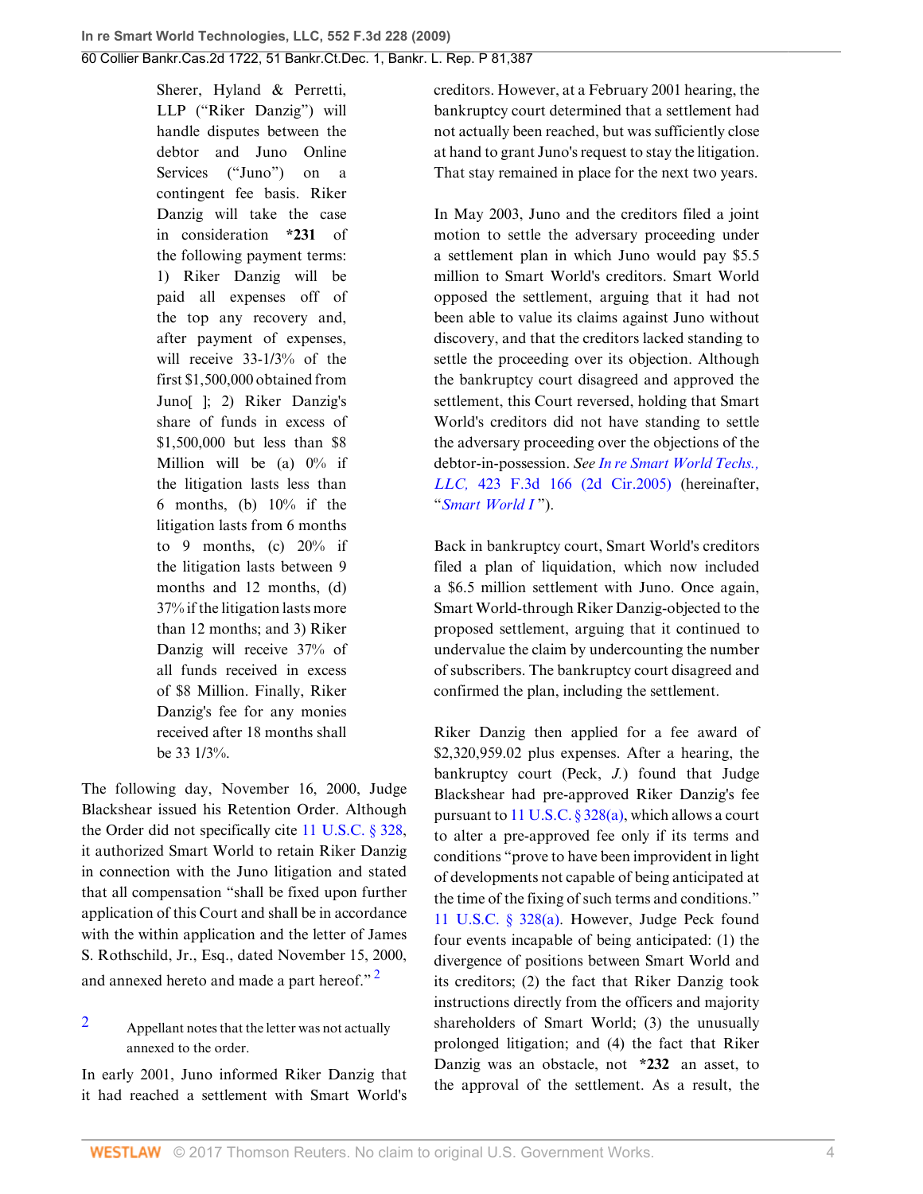> Sherer, Hyland & Perretti, LLP ("Riker Danzig") will handle disputes between the debtor and Juno Online Services ("Juno") on a contingent fee basis. Riker Danzig will take the case in consideration **\*231** of the following payment terms: 1) Riker Danzig will be paid all expenses off of the top any recovery and, after payment of expenses, will receive 33-1/3% of the first $1,500,000 obtained from Juno[ ]; 2) Riker Danzig's share of funds in excess of $1,500,000 but less than $8 Million will be (a) 0% if the litigation lasts less than 6 months, (b) 10% if the litigation lasts from 6 months to 9 months, (c) 20% if the litigation lasts between 9 months and 12 months, (d) 37% if the litigation lasts more than 12 months; and 3) Riker Danzig will receive 37% of all funds received in excess of $8 Million. Finally, Riker Danzig's fee for any monies received after 18 months shall be 33 1/3%.

The following day, November 16, 2000, Judge Blackshear issued his Retention Order. Although the Order did not specifically cite 11 U.S.C. § 328, it authorized Smart World to retain Riker Danzig in connection with the Juno litigation and stated that all compensation "shall be fixed upon further application of this Court and shall be in accordance with the within application and the letter of James S. Rothschild, Jr., Esq., dated November 15, 2000, and annexed hereto and made a part hereof."[2]

[2] Appellant notes that the letter was not actually annexed to the order.

In early 2001, Juno informed Riker Danzig that it had reached a settlement with Smart World's creditors. However, at a February 2001 hearing, the bankruptcy court determined that a settlement had not actually been reached, but was sufficiently close at hand to grant Juno's request to stay the litigation. That stay remained in place for the next two years.

In May 2003, Juno and the creditors filed a joint motion to settle the adversary proceeding under a settlement plan in which Juno would pay $5.5 million to Smart World's creditors. Smart World opposed the settlement, arguing that it had not been able to value its claims against Juno without discovery, and that the creditors lacked standing to settle the proceeding over its objection. Although the bankruptcy court disagreed and approved the settlement, this Court reversed, holding that Smart World's creditors did not have standing to settle the adversary proceeding over the objections of the debtor-in-possession. *See In re Smart World Techs., LLC,* 423 F.3d 166 (2d Cir.2005) (hereinafter, "*Smart World I*").

Back in bankruptcy court, Smart World's creditors filed a plan of liquidation, which now included a $6.5 million settlement with Juno. Once again, Smart World-through Riker Danzig-objected to the proposed settlement, arguing that it continued to undervalue the claim by undercounting the number of subscribers. The bankruptcy court disagreed and confirmed the plan, including the settlement.

Riker Danzig then applied for a fee award of $2,320,959.02 plus expenses. After a hearing, the bankruptcy court (Peck, *J.*) found that Judge Blackshear had pre-approved Riker Danzig's fee pursuant to 11 U.S.C. § 328(a), which allows a court to alter a pre-approved fee only if its terms and conditions "prove to have been improvident in light of developments not capable of being anticipated at the time of the fixing of such terms and conditions." 11 U.S.C. § 328(a). However, Judge Peck found four events incapable of being anticipated: (1) the divergence of positions between Smart World and its creditors; (2) the fact that Riker Danzig took instructions directly from the officers and majority shareholders of Smart World; (3) the unusually prolonged litigation; and (4) the fact that Riker Danzig was an obstacle, not **\*232** an asset, to the approval of the settlement. As a result, the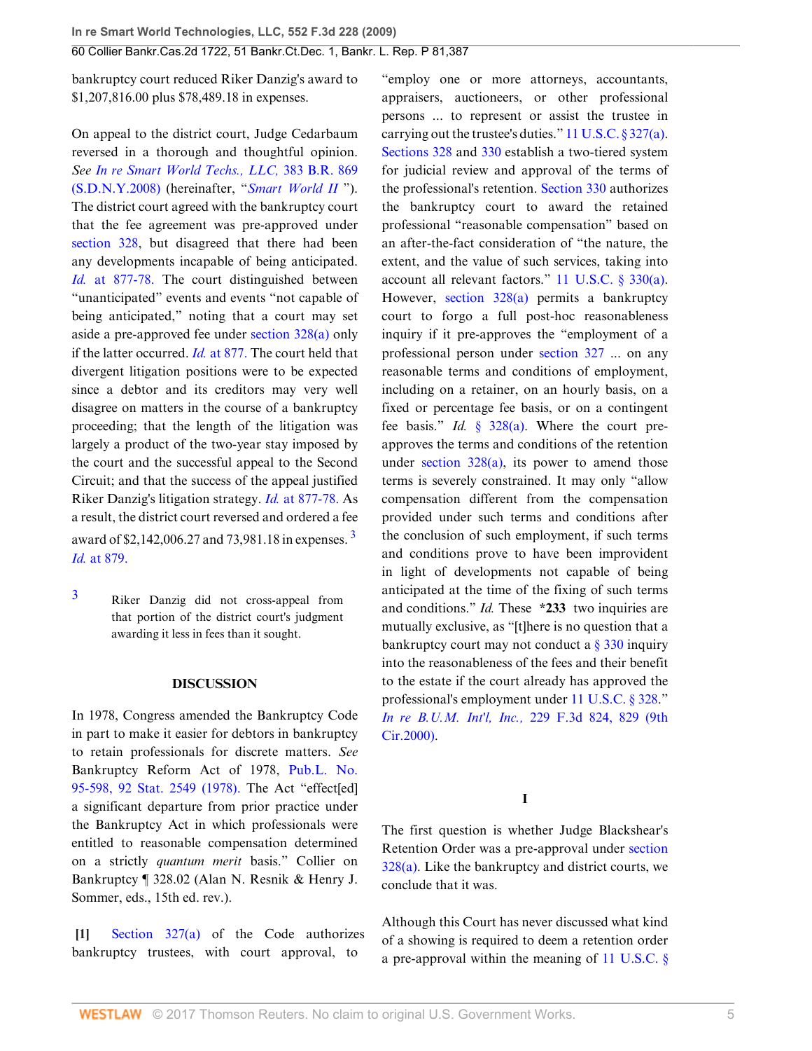bankruptcy court reduced Riker Danzig's award to $1,207,816.00 plus $78,489.18 in expenses.

On appeal to the district court, Judge Cedarbaum reversed in a thorough and thoughtful opinion. *See In re Smart World Techs., LLC,* 383 B.R. 869 (S.D.N.Y.2008) (hereinafter, "*Smart World II* "). The district court agreed with the bankruptcy court that the fee agreement was pre-approved under section 328, but disagreed that there had been any developments incapable of being anticipated. *Id.* at 877-78. The court distinguished between "unanticipated" events and events "not capable of being anticipated," noting that a court may set aside a pre-approved fee under section 328(a) only if the latter occurred. *Id.* at 877. The court held that divergent litigation positions were to be expected since a debtor and its creditors may very well disagree on matters in the course of a bankruptcy proceeding; that the length of the litigation was largely a product of the two-year stay imposed by the court and the successful appeal to the Second Circuit; and that the success of the appeal justified Riker Danzig's litigation strategy. *Id.* at 877-78. As a result, the district court reversed and ordered a fee award of $2,142,006.27 and 73,981.18 in expenses.[3] *Id.* at 879.

[3] Riker Danzig did not cross-appeal from that portion of the district court's judgment awarding it less in fees than it sought.

## DISCUSSION

In 1978, Congress amended the Bankruptcy Code in part to make it easier for debtors in bankruptcy to retain professionals for discrete matters. *See* Bankruptcy Reform Act of 1978, Pub.L. No. 95-598, 92 Stat. 2549 (1978). The Act "effect[ed] a significant departure from prior practice under the Bankruptcy Act in which professionals were entitled to reasonable compensation determined on a strictly *quantum meruit* basis." Collier on Bankruptcy ¶ 328.02 (Alan N. Resnik & Henry J. Sommer, eds., 15th ed. rev.).

**[1]** Section 327(a) of the Code authorizes bankruptcy trustees, with court approval, to "employ one or more attorneys, accountants, appraisers, auctioneers, or other professional persons ... to represent or assist the trustee in carrying out the trustee's duties." 11 U.S.C. § 327(a). Sections 328 and 330 establish a two-tiered system for judicial review and approval of the terms of the professional's retention. Section 330 authorizes the bankruptcy court to award the retained professional "reasonable compensation" based on an after-the-fact consideration of "the nature, the extent, and the value of such services, taking into account all relevant factors." 11 U.S.C. § 330(a). However, section 328(a) permits a bankruptcy court to forgo a full post-hoc reasonableness inquiry if it pre-approves the "employment of a professional person under section 327 ... on any reasonable terms and conditions of employment, including on a retainer, on an hourly basis, on a fixed or percentage fee basis, or on a contingent fee basis." *Id.* § 328(a). Where the court pre-approves the terms and conditions of the retention under section 328(a), its power to amend those terms is severely constrained. It may only "allow compensation different from the compensation provided under such terms and conditions after the conclusion of such employment, if such terms and conditions prove to have been improvident in light of developments not capable of being anticipated at the time of the fixing of such terms and conditions." *Id.* These **\*233** two inquiries are mutually exclusive, as "[t]here is no question that a bankruptcy court may not conduct a § 330 inquiry into the reasonableness of the fees and their benefit to the estate if the court already has approved the professional's employment under 11 U.S.C. § 328." *In re B.U.M. Int'l, Inc.,* 229 F.3d 824, 829 (9th Cir.2000).

### I

The first question is whether Judge Blackshear's Retention Order was a pre-approval under section 328(a). Like the bankruptcy and district courts, we conclude that it was.

Although this Court has never discussed what kind of a showing is required to deem a retention order a pre-approval within the meaning of 11 U.S.C. §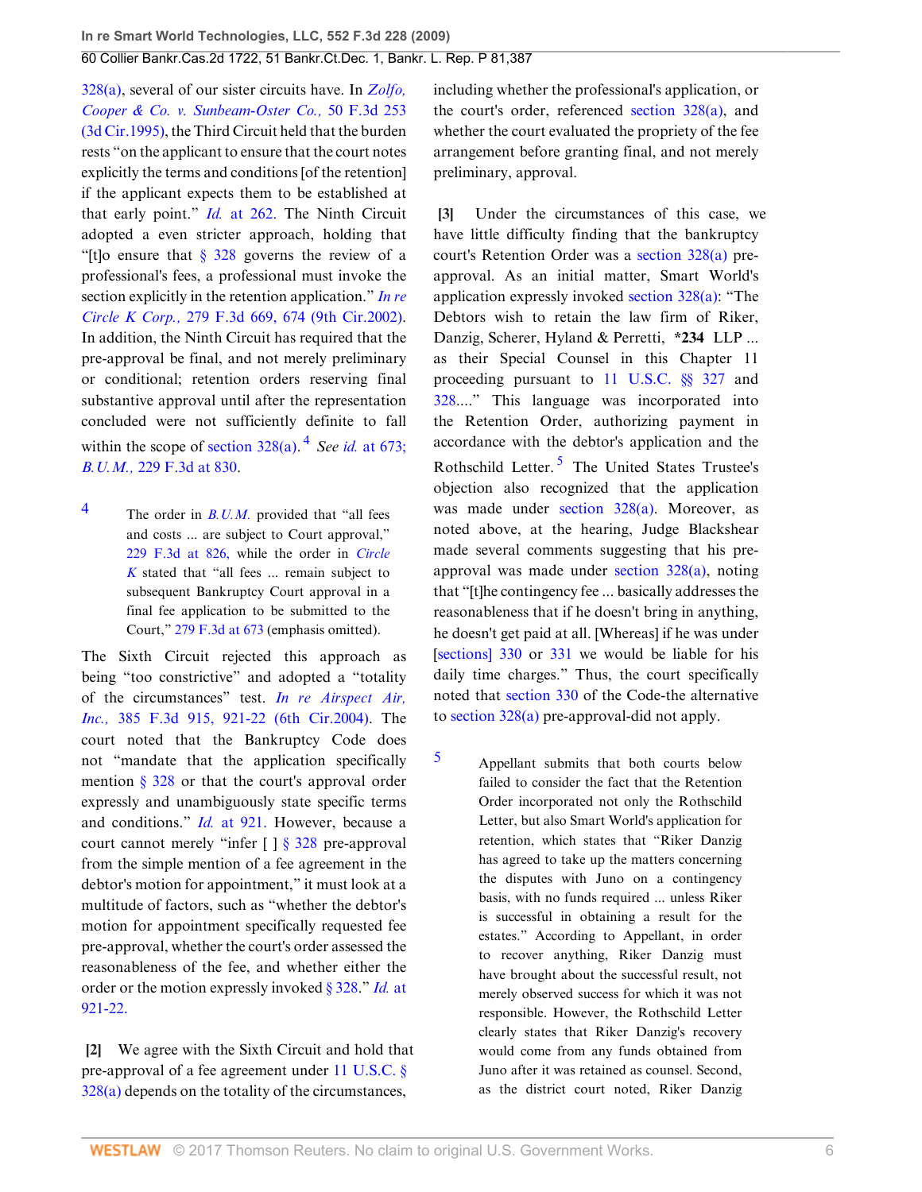328(a), several of our sister circuits have. In *Zolfo, Cooper & Co. v. Sunbeam-Oster Co.,* 50 F.3d 253 (3d Cir.1995), the Third Circuit held that the burden rests "on the applicant to ensure that the court notes explicitly the terms and conditions [of the retention] if the applicant expects them to be established at that early point." *Id.* at 262. The Ninth Circuit adopted a even stricter approach, holding that "[t]o ensure that § 328 governs the review of a professional's fees, a professional must invoke the section explicitly in the retention application." *In re Circle K Corp.,* 279 F.3d 669, 674 (9th Cir.2002). In addition, the Ninth Circuit has required that the pre-approval be final, and not merely preliminary or conditional; retention orders reserving final substantive approval until after the representation concluded were not sufficiently definite to fall within the scope of section 328(a).[4] *See id.* at 673; *B.U.M.,* 229 F.3d at 830.

4 The order in *B.U.M.* provided that "all fees and costs ... are subject to Court approval," 229 F.3d at 826, while the order in *Circle K* stated that "all fees ... remain subject to subsequent Bankruptcy Court approval in a final fee application to be submitted to the Court," 279 F.3d at 673 (emphasis omitted).

The Sixth Circuit rejected this approach as being "too constrictive" and adopted a "totality of the circumstances" test. *In re Airspect Air, Inc.,* 385 F.3d 915, 921-22 (6th Cir.2004). The court noted that the Bankruptcy Code does not "mandate that the application specifically mention § 328 or that the court's approval order expressly and unambiguously state specific terms and conditions." *Id.* at 921. However, because a court cannot merely "infer [ ] § 328 pre-approval from the simple mention of a fee agreement in the debtor's motion for appointment," it must look at a multitude of factors, such as "whether the debtor's motion for appointment specifically requested fee pre-approval, whether the court's order assessed the reasonableness of the fee, and whether either the order or the motion expressly invoked § 328." *Id.* at 921-22.

**[2]** We agree with the Sixth Circuit and hold that pre-approval of a fee agreement under 11 U.S.C. § 328(a) depends on the totality of the circumstances, including whether the professional's application, or the court's order, referenced section 328(a), and whether the court evaluated the propriety of the fee arrangement before granting final, and not merely preliminary, approval.

**[3]** Under the circumstances of this case, we have little difficulty finding that the bankruptcy court's Retention Order was a section 328(a) pre-approval. As an initial matter, Smart World's application expressly invoked section 328(a): "The Debtors wish to retain the law firm of Riker, Danzig, Scherer, Hyland & Perretti, **\*234** LLP ... as their Special Counsel in this Chapter 11 proceeding pursuant to 11 U.S.C. §§ 327 and 328...." This language was incorporated into the Retention Order, authorizing payment in accordance with the debtor's application and the Rothschild Letter.[5] The United States Trustee's objection also recognized that the application was made under section 328(a). Moreover, as noted above, at the hearing, Judge Blackshear made several comments suggesting that his pre-approval was made under section 328(a), noting that "[t]he contingency fee ... basically addresses the reasonableness that if he doesn't bring in anything, he doesn't get paid at all. [Whereas] if he was under [sections] 330 or 331 we would be liable for his daily time charges." Thus, the court specifically noted that section 330 of the Code-the alternative to section 328(a) pre-approval-did not apply.

5 Appellant submits that both courts below failed to consider the fact that the Retention Order incorporated not only the Rothschild Letter, but also Smart World's application for retention, which states that "Riker Danzig has agreed to take up the matters concerning the disputes with Juno on a contingency basis, with no funds required ... unless Riker is successful in obtaining a result for the estates." According to Appellant, in order to recover anything, Riker Danzig must have brought about the successful result, not merely observed success for which it was not responsible. However, the Rothschild Letter clearly states that Riker Danzig's recovery would come from any funds obtained from Juno after it was retained as counsel. Second, as the district court noted, Riker Danzig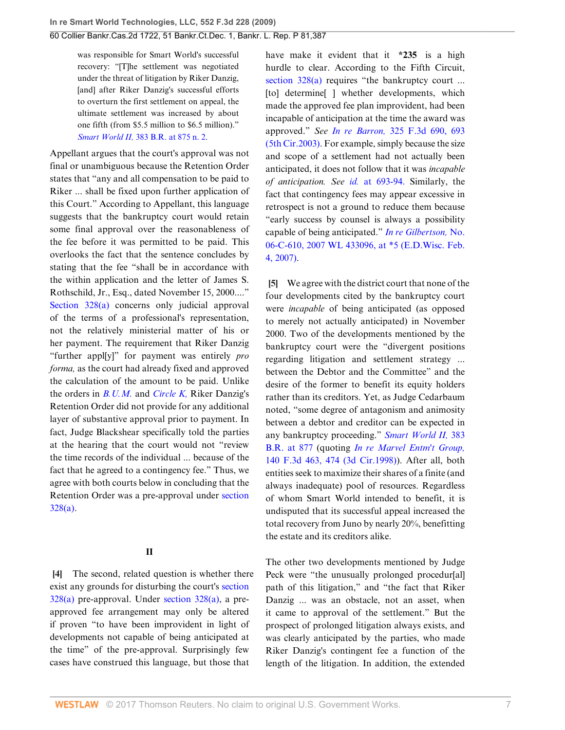was responsible for Smart World's successful recovery: "[T]he settlement was negotiated under the threat of litigation by Riker Danzig, [and] after Riker Danzig's successful efforts to overturn the first settlement on appeal, the ultimate settlement was increased by about one fifth (from $5.5 million to $6.5 million)." *Smart World II,* 383 B.R. at 875 n. 2.

Appellant argues that the court's approval was not final or unambiguous because the Retention Order states that "any and all compensation to be paid to Riker ... shall be fixed upon further application of this Court." According to Appellant, this language suggests that the bankruptcy court would retain some final approval over the reasonableness of the fee before it was permitted to be paid. This overlooks the fact that the sentence concludes by stating that the fee "shall be in accordance with the within application and the letter of James S. Rothschild, Jr., Esq., dated November 15, 2000...." Section 328(a) concerns only judicial approval of the terms of a professional's representation, not the relatively ministerial matter of his or her payment. The requirement that Riker Danzig "further appl[y]" for payment was entirely *pro forma,* as the court had already fixed and approved the calculation of the amount to be paid. Unlike the orders in *B.U.M.* and *Circle K,* Riker Danzig's Retention Order did not provide for any additional layer of substantive approval prior to payment. In fact, Judge Blackshear specifically told the parties at the hearing that the court would not "review the time records of the individual ... because of the fact that he agreed to a contingency fee." Thus, we agree with both courts below in concluding that the Retention Order was a pre-approval under section 328(a).

## II

**[4]** The second, related question is whether there exist any grounds for disturbing the court's section 328(a) pre-approval. Under section 328(a), a pre-approved fee arrangement may only be altered if proven "to have been improvident in light of developments not capable of being anticipated at the time" of the pre-approval. Surprisingly few cases have construed this language, but those that have make it evident that it **\*235** is a high hurdle to clear. According to the Fifth Circuit, section 328(a) requires "the bankruptcy court ... [to] determine[ ] whether developments, which made the approved fee plan improvident, had been incapable of anticipation at the time the award was approved." *See In re Barron,* 325 F.3d 690, 693 (5th Cir.2003). For example, simply because the size and scope of a settlement had not actually been anticipated, it does not follow that it was *incapable of anticipation. See id.* at 693-94. Similarly, the fact that contingency fees may appear excessive in retrospect is not a ground to reduce them because "early success by counsel is always a possibility capable of being anticipated." *In re Gilbertson,* No. 06-C-610, 2007 WL 433096, at \*5 (E.D.Wisc. Feb. 4, 2007).

**[5]** We agree with the district court that none of the four developments cited by the bankruptcy court were *incapable* of being anticipated (as opposed to merely not actually anticipated) in November 2000. Two of the developments mentioned by the bankruptcy court were the "divergent positions regarding litigation and settlement strategy ... between the Debtor and the Committee" and the desire of the former to benefit its equity holders rather than its creditors. Yet, as Judge Cedarbaum noted, "some degree of antagonism and animosity between a debtor and creditor can be expected in any bankruptcy proceeding." *Smart World II,* 383 B.R. at 877 (quoting *In re Marvel Entm't Group,* 140 F.3d 463, 474 (3d Cir.1998)). After all, both entities seek to maximize their shares of a finite (and always inadequate) pool of resources. Regardless of whom Smart World intended to benefit, it is undisputed that its successful appeal increased the total recovery from Juno by nearly 20%, benefitting the estate and its creditors alike.

The other two developments mentioned by Judge Peck were "the unusually prolonged procedur[al] path of this litigation," and "the fact that Riker Danzig ... was an obstacle, not an asset, when it came to approval of the settlement." But the prospect of prolonged litigation always exists, and was clearly anticipated by the parties, who made Riker Danzig's contingent fee a function of the length of the litigation. In addition, the extended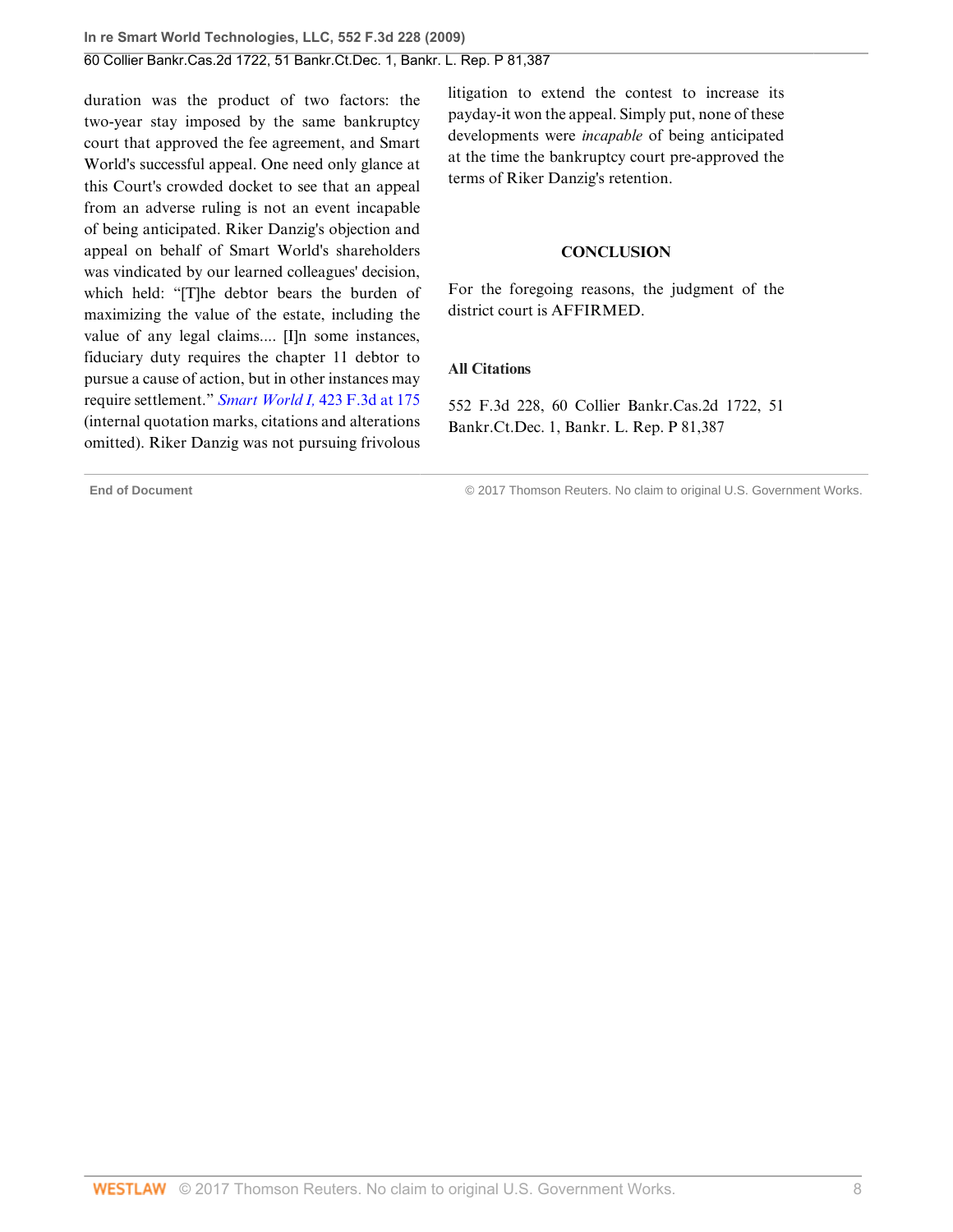duration was the product of two factors: the two-year stay imposed by the same bankruptcy court that approved the fee agreement, and Smart World's successful appeal. One need only glance at this Court's crowded docket to see that an appeal from an adverse ruling is not an event incapable of being anticipated. Riker Danzig's objection and appeal on behalf of Smart World's shareholders was vindicated by our learned colleagues' decision, which held: "[T]he debtor bears the burden of maximizing the value of the estate, including the value of any legal claims.... [I]n some instances, fiduciary duty requires the chapter 11 debtor to pursue a cause of action, but in other instances may require settlement." *Smart World I,* 423 F.3d at 175 (internal quotation marks, citations and alterations omitted). Riker Danzig was not pursuing frivolous litigation to extend the contest to increase its payday-it won the appeal. Simply put, none of these developments were *incapable* of being anticipated at the time the bankruptcy court pre-approved the terms of Riker Danzig's retention.

## CONCLUSION

For the foregoing reasons, the judgment of the district court is AFFIRMED.

### All Citations

552 F.3d 228, 60 Collier Bankr.Cas.2d 1722, 51 Bankr.Ct.Dec. 1, Bankr. L. Rep. P 81,387

End of Document